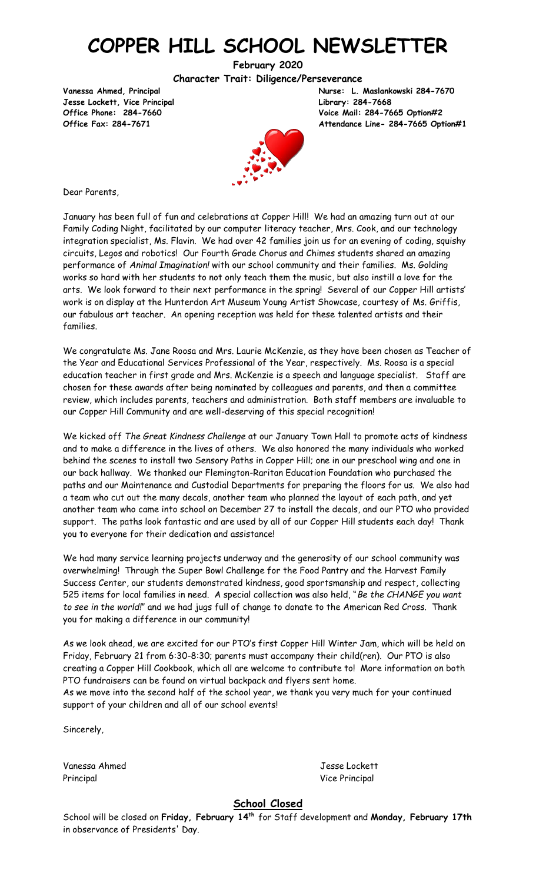# COPPER HILL SCHOOL NEWSLETTER

**February 2020**

**Character Trait: Diligence/Perseverance**

**Vanessa Ahmed, Principal**
**Jesse Lockett, Vice Principal**
**Office Phone: 284-7660**
**Office Fax: 284-7671**

**Nurse: L. Maslankowski 284-7670**
**Library: 284-7668**
**Voice Mail: 284-7665 Option#2**
**Attendance Line- 284-7665 Option#1**

Dear Parents,

January has been full of fun and celebrations at Copper Hill! We had an amazing turn out at our Family Coding Night, facilitated by our computer literacy teacher, Mrs. Cook, and our technology integration specialist, Ms. Flavin. We had over 42 families join us for an evening of coding, squishy circuits, Legos and robotics! Our Fourth Grade Chorus and Chimes students shared an amazing performance of *Animal Imagination!* with our school community and their families. Ms. Golding works so hard with her students to not only teach them the music, but also instill a love for the arts. We look forward to their next performance in the spring! Several of our Copper Hill artists' work is on display at the Hunterdon Art Museum Young Artist Showcase, courtesy of Ms. Griffis, our fabulous art teacher. An opening reception was held for these talented artists and their families.

We congratulate Ms. Jane Roosa and Mrs. Laurie McKenzie, as they have been chosen as Teacher of the Year and Educational Services Professional of the Year, respectively. Ms. Roosa is a special education teacher in first grade and Mrs. McKenzie is a speech and language specialist. Staff are chosen for these awards after being nominated by colleagues and parents, and then a committee review, which includes parents, teachers and administration. Both staff members are invaluable to our Copper Hill Community and are well-deserving of this special recognition!

We kicked off *The Great Kindness Challenge* at our January Town Hall to promote acts of kindness and to make a difference in the lives of others. We also honored the many individuals who worked behind the scenes to install two Sensory Paths in Copper Hill; one in our preschool wing and one in our back hallway. We thanked our Flemington-Raritan Education Foundation who purchased the paths and our Maintenance and Custodial Departments for preparing the floors for us. We also had a team who cut out the many decals, another team who planned the layout of each path, and yet another team who came into school on December 27 to install the decals, and our PTO who provided support. The paths look fantastic and are used by all of our Copper Hill students each day! Thank you to everyone for their dedication and assistance!

We had many service learning projects underway and the generosity of our school community was overwhelming! Through the Super Bowl Challenge for the Food Pantry and the Harvest Family Success Center, our students demonstrated kindness, good sportsmanship and respect, collecting 525 items for local families in need. A special collection was also held, "*Be the CHANGE you want to see in the world!*" and we had jugs full of change to donate to the American Red Cross. Thank you for making a difference in our community!

As we look ahead, we are excited for our PTO's first Copper Hill Winter Jam, which will be held on Friday, February 21 from 6:30-8:30; parents must accompany their child(ren). Our PTO is also creating a Copper Hill Cookbook, which all are welcome to contribute to! More information on both PTO fundraisers can be found on virtual backpack and flyers sent home.
As we move into the second half of the school year, we thank you very much for your continued support of your children and all of our school events!

Sincerely,

Vanessa Ahmed
Principal

Jesse Lockett
Vice Principal

## School Closed

School will be closed on **Friday, February 14th** for Staff development and **Monday, February 17th** in observance of Presidents' Day.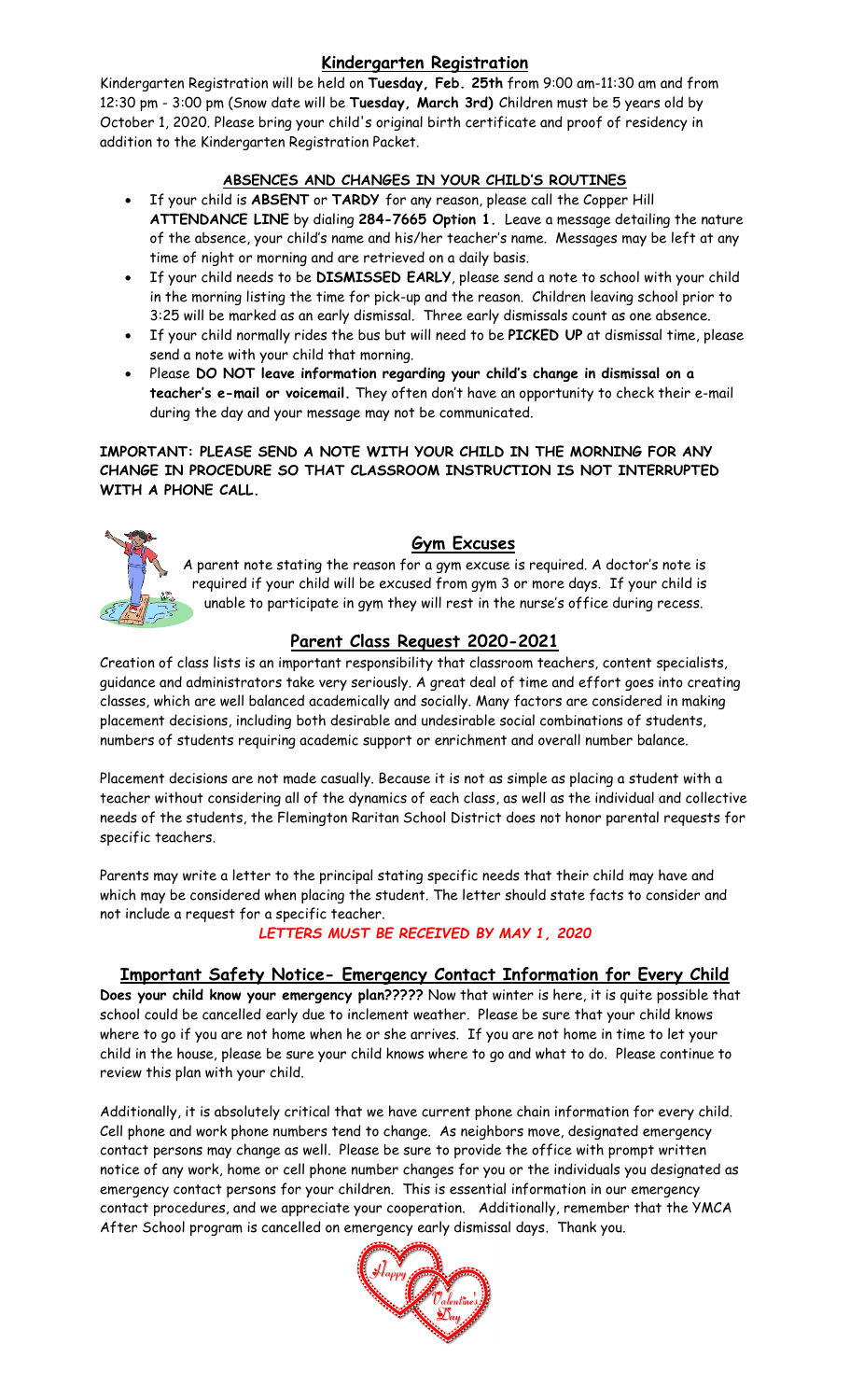## Kindergarten Registration

Kindergarten Registration will be held on **Tuesday, Feb. 25th** from 9:00 am-11:30 am and from 12:30 pm - 3:00 pm (Snow date will be **Tuesday, March 3rd)** Children must be 5 years old by October 1, 2020. Please bring your child's original birth certificate and proof of residency in addition to the Kindergarten Registration Packet.

### ABSENCES AND CHANGES IN YOUR CHILD'S ROUTINES

- If your child is **ABSENT** or **TARDY** for any reason, please call the Copper Hill **ATTENDANCE LINE** by dialing **284-7665 Option 1.** Leave a message detailing the nature of the absence, your child's name and his/her teacher's name. Messages may be left at any time of night or morning and are retrieved on a daily basis.
- If your child needs to be **DISMISSED EARLY**, please send a note to school with your child in the morning listing the time for pick-up and the reason. Children leaving school prior to 3:25 will be marked as an early dismissal. Three early dismissals count as one absence.
- If your child normally rides the bus but will need to be **PICKED UP** at dismissal time, please send a note with your child that morning.
- Please **DO NOT leave information regarding your child's change in dismissal on a teacher's e-mail or voicemail.** They often don't have an opportunity to check their e-mail during the day and your message may not be communicated.

**IMPORTANT: PLEASE SEND A NOTE WITH YOUR CHILD IN THE MORNING FOR ANY CHANGE IN PROCEDURE SO THAT CLASSROOM INSTRUCTION IS NOT INTERRUPTED WITH A PHONE CALL.**

## Gym Excuses

A parent note stating the reason for a gym excuse is required. A doctor's note is required if your child will be excused from gym 3 or more days. If your child is unable to participate in gym they will rest in the nurse's office during recess.

## Parent Class Request 2020-2021

Creation of class lists is an important responsibility that classroom teachers, content specialists, guidance and administrators take very seriously. A great deal of time and effort goes into creating classes, which are well balanced academically and socially. Many factors are considered in making placement decisions, including both desirable and undesirable social combinations of students, numbers of students requiring academic support or enrichment and overall number balance.

Placement decisions are not made casually. Because it is not as simple as placing a student with a teacher without considering all of the dynamics of each class, as well as the individual and collective needs of the students, the Flemington Raritan School District does not honor parental requests for specific teachers.

Parents may write a letter to the principal stating specific needs that their child may have and which may be considered when placing the student. The letter should state facts to consider and not include a request for a specific teacher.

***LETTERS MUST BE RECEIVED BY MAY 1, 2020***

## Important Safety Notice- Emergency Contact Information for Every Child

**Does your child know your emergency plan?????** Now that winter is here, it is quite possible that school could be cancelled early due to inclement weather. Please be sure that your child knows where to go if you are not home when he or she arrives. If you are not home in time to let your child in the house, please be sure your child knows where to go and what to do. Please continue to review this plan with your child.

Additionally, it is absolutely critical that we have current phone chain information for every child. Cell phone and work phone numbers tend to change. As neighbors move, designated emergency contact persons may change as well. Please be sure to provide the office with prompt written notice of any work, home or cell phone number changes for you or the individuals you designated as emergency contact persons for your children. This is essential information in our emergency contact procedures, and we appreciate your cooperation. Additionally, remember that the YMCA After School program is cancelled on emergency early dismissal days. Thank you.